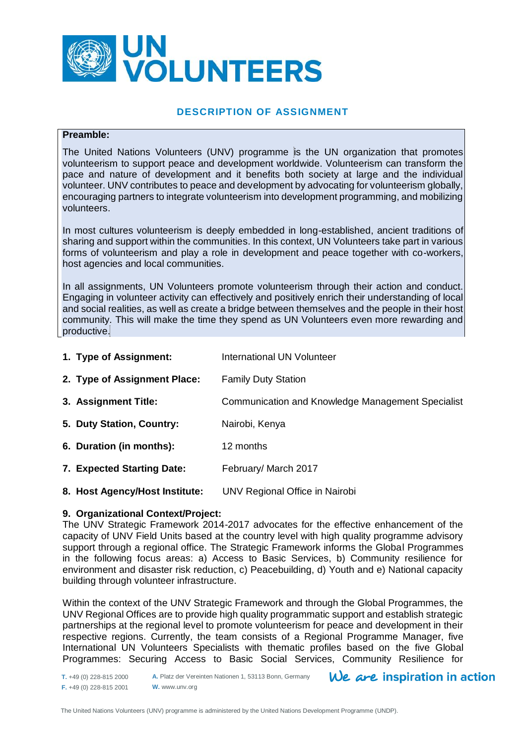# UN VOLUNTEERS

## DESCRIPTION OF ASSIGNMENT

**Preamble:**

The United Nations Volunteers (UNV) programme is the UN organization that promotes volunteerism to support peace and development worldwide. Volunteerism can transform the pace and nature of development and it benefits both society at large and the individual volunteer. UNV contributes to peace and development by advocating for volunteerism globally, encouraging partners to integrate volunteerism into development programming, and mobilizing volunteers.

In most cultures volunteerism is deeply embedded in long-established, ancient traditions of sharing and support within the communities. In this context, UN Volunteers take part in various forms of volunteerism and play a role in development and peace together with co-workers, host agencies and local communities.

In all assignments, UN Volunteers promote volunteerism through their action and conduct. Engaging in volunteer activity can effectively and positively enrich their understanding of local and social realities, as well as create a bridge between themselves and the people in their host community. This will make the time they spend as UN Volunteers even more rewarding and productive.

| | |
|---|---|
| **1. Type of Assignment:** | International UN Volunteer |
| **2. Type of Assignment Place:** | Family Duty Station |
| **3. Assignment Title:** | Communication and Knowledge Management Specialist |
| **5. Duty Station, Country:** | Nairobi, Kenya |
| **6. Duration (in months):** | 12 months |
| **7. Expected Starting Date:** | February/ March 2017 |
| **8. Host Agency/Host Institute:** | UNV Regional Office in Nairobi |

**9. Organizational Context/Project:**

The UNV Strategic Framework 2014-2017 advocates for the effective enhancement of the capacity of UNV Field Units based at the country level with high quality programme advisory support through a regional office. The Strategic Framework informs the Global Programmes in the following focus areas: a) Access to Basic Services, b) Community resilience for environment and disaster risk reduction, c) Peacebuilding, d) Youth and e) National capacity building through volunteer infrastructure.

Within the context of the UNV Strategic Framework and through the Global Programmes, the UNV Regional Offices are to provide high quality programmatic support and establish strategic partnerships at the regional level to promote volunteerism for peace and development in their respective regions. Currently, the team consists of a Regional Programme Manager, five International UN Volunteers Specialists with thematic profiles based on the five Global Programmes: Securing Access to Basic Social Services, Community Resilience for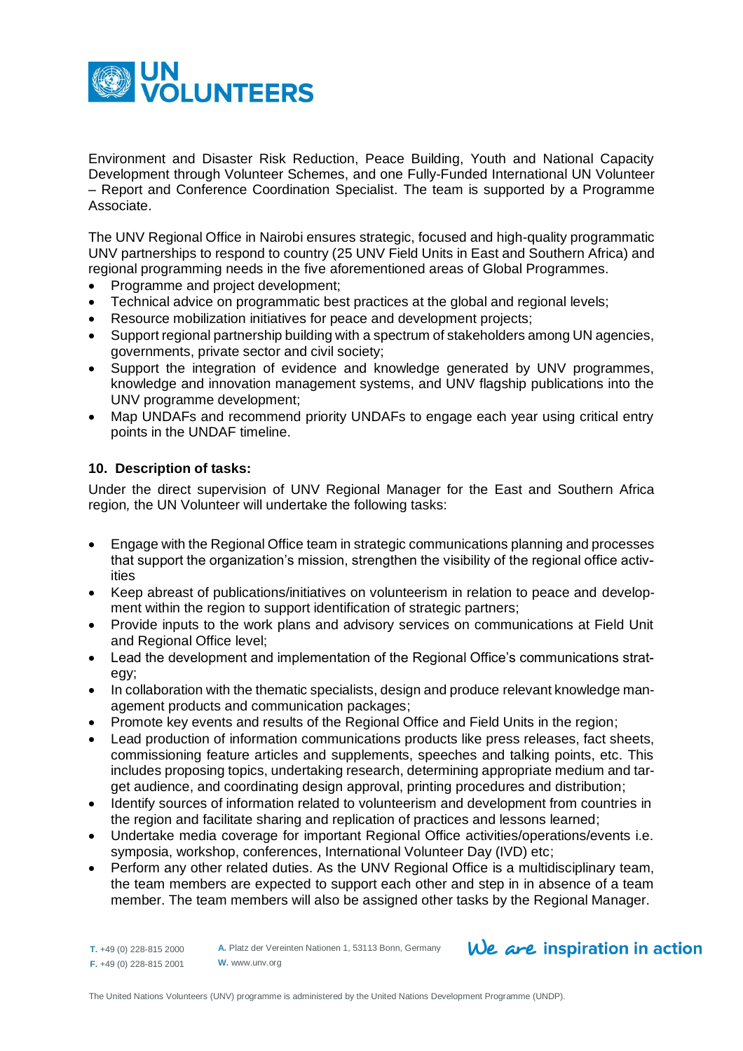Environment and Disaster Risk Reduction, Peace Building, Youth and National Capacity Development through Volunteer Schemes, and one Fully-Funded International UN Volunteer – Report and Conference Coordination Specialist. The team is supported by a Programme Associate.

The UNV Regional Office in Nairobi ensures strategic, focused and high-quality programmatic UNV partnerships to respond to country (25 UNV Field Units in East and Southern Africa) and regional programming needs in the five aforementioned areas of Global Programmes.

- Programme and project development;
- Technical advice on programmatic best practices at the global and regional levels;
- Resource mobilization initiatives for peace and development projects;
- Support regional partnership building with a spectrum of stakeholders among UN agencies, governments, private sector and civil society;
- Support the integration of evidence and knowledge generated by UNV programmes, knowledge and innovation management systems, and UNV flagship publications into the UNV programme development;
- Map UNDAFs and recommend priority UNDAFs to engage each year using critical entry points in the UNDAF timeline.

### 10. Description of tasks:

Under the direct supervision of UNV Regional Manager for the East and Southern Africa region, the UN Volunteer will undertake the following tasks:

- Engage with the Regional Office team in strategic communications planning and processes that support the organization's mission, strengthen the visibility of the regional office activities
- Keep abreast of publications/initiatives on volunteerism in relation to peace and development within the region to support identification of strategic partners;
- Provide inputs to the work plans and advisory services on communications at Field Unit and Regional Office level;
- Lead the development and implementation of the Regional Office's communications strategy;
- In collaboration with the thematic specialists, design and produce relevant knowledge management products and communication packages;
- Promote key events and results of the Regional Office and Field Units in the region;
- Lead production of information communications products like press releases, fact sheets, commissioning feature articles and supplements, speeches and talking points, etc. This includes proposing topics, undertaking research, determining appropriate medium and target audience, and coordinating design approval, printing procedures and distribution;
- Identify sources of information related to volunteerism and development from countries in the region and facilitate sharing and replication of practices and lessons learned;
- Undertake media coverage for important Regional Office activities/operations/events i.e. symposia, workshop, conferences, International Volunteer Day (IVD) etc;
- Perform any other related duties. As the UNV Regional Office is a multidisciplinary team, the team members are expected to support each other and step in in absence of a team member. The team members will also be assigned other tasks by the Regional Manager.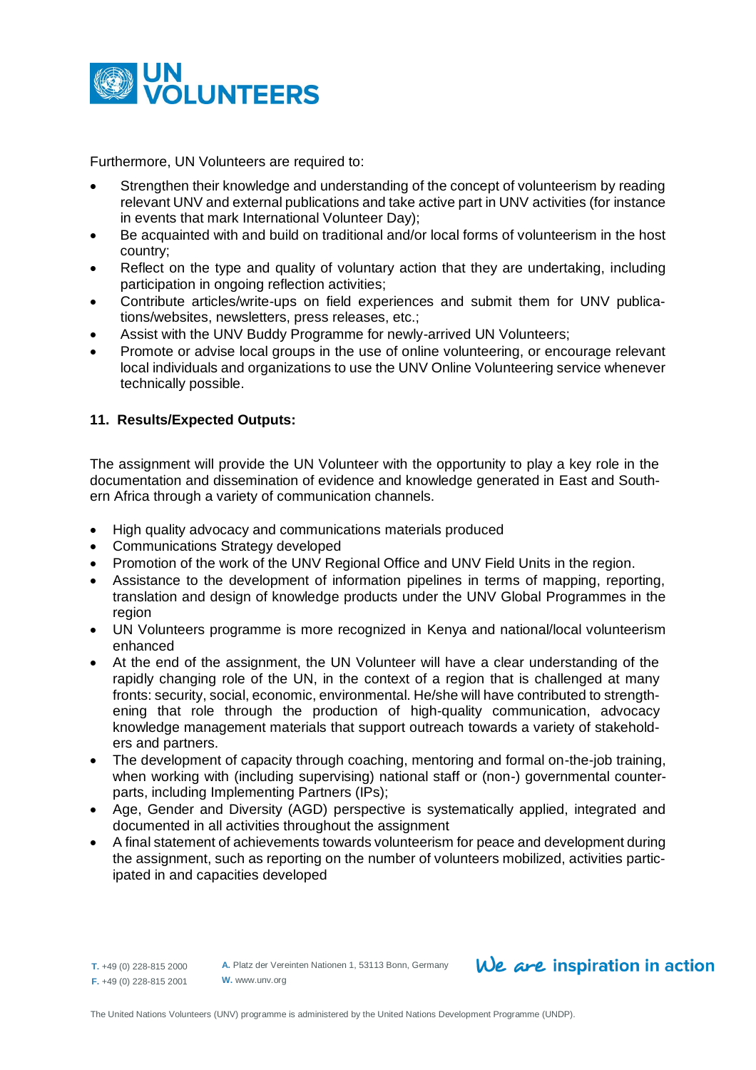Furthermore, UN Volunteers are required to:

- Strengthen their knowledge and understanding of the concept of volunteerism by reading relevant UNV and external publications and take active part in UNV activities (for instance in events that mark International Volunteer Day);
- Be acquainted with and build on traditional and/or local forms of volunteerism in the host country;
- Reflect on the type and quality of voluntary action that they are undertaking, including participation in ongoing reflection activities;
- Contribute articles/write-ups on field experiences and submit them for UNV publications/websites, newsletters, press releases, etc.;
- Assist with the UNV Buddy Programme for newly-arrived UN Volunteers;
- Promote or advise local groups in the use of online volunteering, or encourage relevant local individuals and organizations to use the UNV Online Volunteering service whenever technically possible.

**11. Results/Expected Outputs:**

The assignment will provide the UN Volunteer with the opportunity to play a key role in the documentation and dissemination of evidence and knowledge generated in East and Southern Africa through a variety of communication channels.

- High quality advocacy and communications materials produced
- Communications Strategy developed
- Promotion of the work of the UNV Regional Office and UNV Field Units in the region.
- Assistance to the development of information pipelines in terms of mapping, reporting, translation and design of knowledge products under the UNV Global Programmes in the region
- UN Volunteers programme is more recognized in Kenya and national/local volunteerism enhanced
- At the end of the assignment, the UN Volunteer will have a clear understanding of the rapidly changing role of the UN, in the context of a region that is challenged at many fronts: security, social, economic, environmental. He/she will have contributed to strengthening that role through the production of high-quality communication, advocacy knowledge management materials that support outreach towards a variety of stakeholders and partners.
- The development of capacity through coaching, mentoring and formal on-the-job training, when working with (including supervising) national staff or (non-) governmental counterparts, including Implementing Partners (IPs);
- Age, Gender and Diversity (AGD) perspective is systematically applied, integrated and documented in all activities throughout the assignment
- A final statement of achievements towards volunteerism for peace and development during the assignment, such as reporting on the number of volunteers mobilized, activities participated in and capacities developed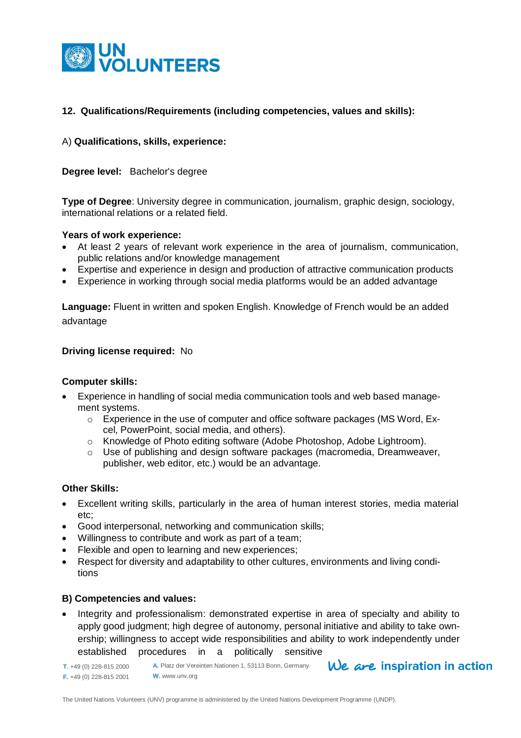## 12. Qualifications/Requirements (including competencies, values and skills):

A) **Qualifications, skills, experience:**

**Degree level:** Bachelor's degree

**Type of Degree**: University degree in communication, journalism, graphic design, sociology, international relations or a related field.

**Years of work experience:**

- At least 2 years of relevant work experience in the area of journalism, communication, public relations and/or knowledge management
- Expertise and experience in design and production of attractive communication products
- Experience in working through social media platforms would be an added advantage

**Language:** Fluent in written and spoken English. Knowledge of French would be an added advantage

**Driving license required:** No

**Computer skills:**

- Experience in handling of social media communication tools and web based management systems.
  - Experience in the use of computer and office software packages (MS Word, Excel, PowerPoint, social media, and others).
  - Knowledge of Photo editing software (Adobe Photoshop, Adobe Lightroom).
  - Use of publishing and design software packages (macromedia, Dreamweaver, publisher, web editor, etc.) would be an advantage.

**Other Skills:**

- Excellent writing skills, particularly in the area of human interest stories, media material etc;
- Good interpersonal, networking and communication skills;
- Willingness to contribute and work as part of a team;
- Flexible and open to learning and new experiences;
- Respect for diversity and adaptability to other cultures, environments and living conditions

**B) Competencies and values:**

- Integrity and professionalism: demonstrated expertise in area of specialty and ability to apply good judgment; high degree of autonomy, personal initiative and ability to take ownership; willingness to accept wide responsibilities and ability to work independently under established procedures in a politically sensitive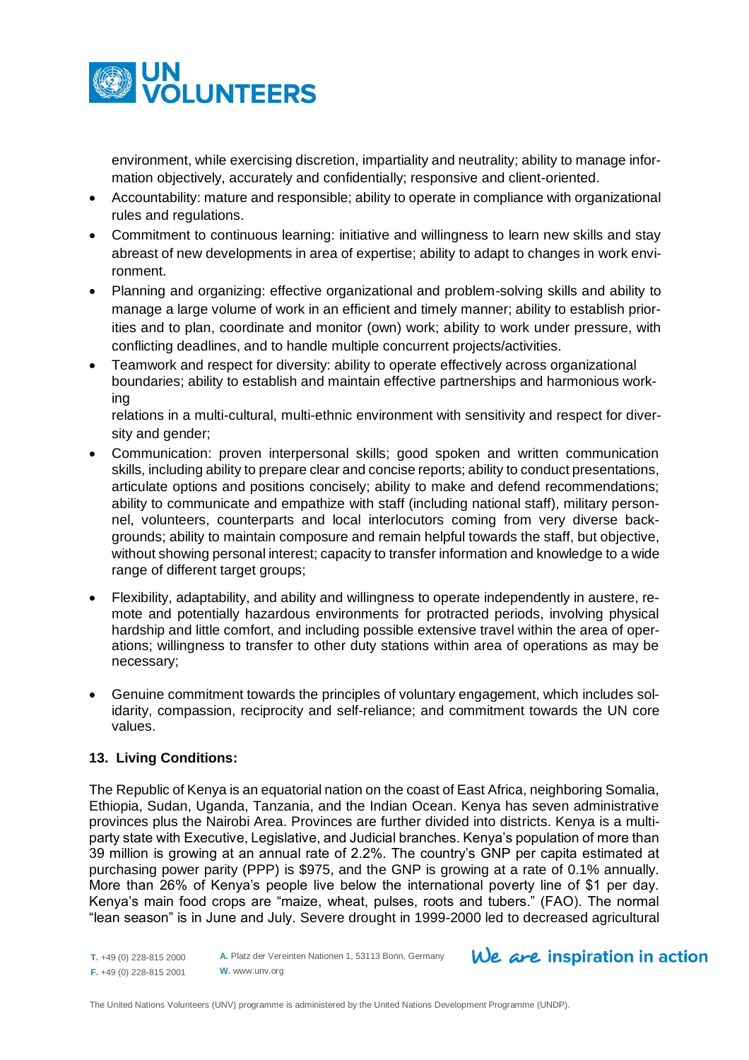environment, while exercising discretion, impartiality and neutrality; ability to manage information objectively, accurately and confidentially; responsive and client-oriented.

- Accountability: mature and responsible; ability to operate in compliance with organizational rules and regulations.
- Commitment to continuous learning: initiative and willingness to learn new skills and stay abreast of new developments in area of expertise; ability to adapt to changes in work environment.
- Planning and organizing: effective organizational and problem-solving skills and ability to manage a large volume of work in an efficient and timely manner; ability to establish priorities and to plan, coordinate and monitor (own) work; ability to work under pressure, with conflicting deadlines, and to handle multiple concurrent projects/activities.
- Teamwork and respect for diversity: ability to operate effectively across organizational boundaries; ability to establish and maintain effective partnerships and harmonious working relations in a multi-cultural, multi-ethnic environment with sensitivity and respect for diversity and gender;
- Communication: proven interpersonal skills; good spoken and written communication skills, including ability to prepare clear and concise reports; ability to conduct presentations, articulate options and positions concisely; ability to make and defend recommendations; ability to communicate and empathize with staff (including national staff), military personnel, volunteers, counterparts and local interlocutors coming from very diverse backgrounds; ability to maintain composure and remain helpful towards the staff, but objective, without showing personal interest; capacity to transfer information and knowledge to a wide range of different target groups;
- Flexibility, adaptability, and ability and willingness to operate independently in austere, remote and potentially hazardous environments for protracted periods, involving physical hardship and little comfort, and including possible extensive travel within the area of operations; willingness to transfer to other duty stations within area of operations as may be necessary;
- Genuine commitment towards the principles of voluntary engagement, which includes solidarity, compassion, reciprocity and self-reliance; and commitment towards the UN core values.

## 13. Living Conditions:

The Republic of Kenya is an equatorial nation on the coast of East Africa, neighboring Somalia, Ethiopia, Sudan, Uganda, Tanzania, and the Indian Ocean. Kenya has seven administrative provinces plus the Nairobi Area. Provinces are further divided into districts. Kenya is a multiparty state with Executive, Legislative, and Judicial branches. Kenya's population of more than 39 million is growing at an annual rate of 2.2%. The country's GNP per capita estimated at purchasing power parity (PPP) is $975, and the GNP is growing at a rate of 0.1% annually. More than 26% of Kenya's people live below the international poverty line of $1 per day. Kenya's main food crops are "maize, wheat, pulses, roots and tubers." (FAO). The normal "lean season" is in June and July. Severe drought in 1999-2000 led to decreased agricultural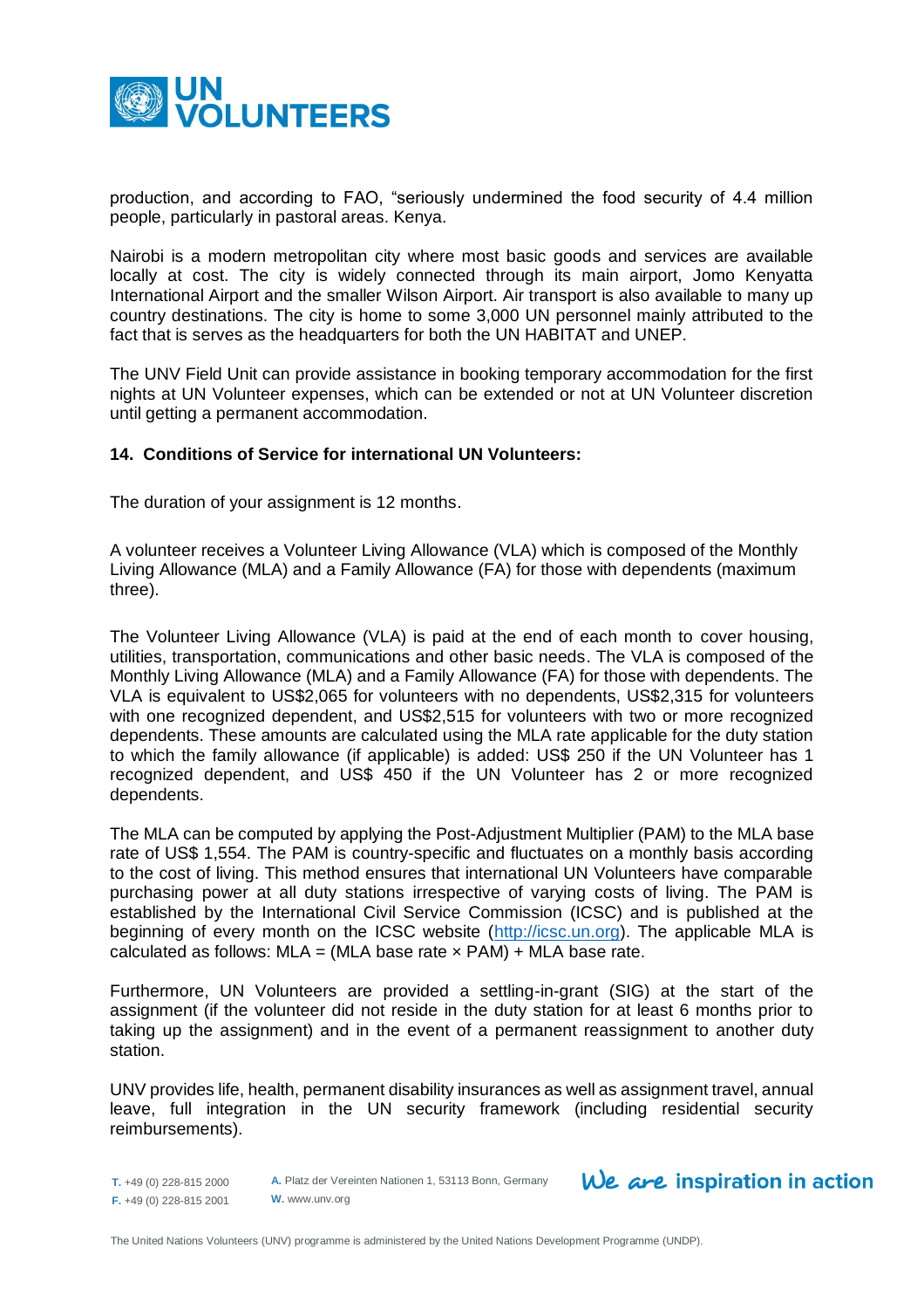production, and according to FAO, "seriously undermined the food security of 4.4 million people, particularly in pastoral areas. Kenya.

Nairobi is a modern metropolitan city where most basic goods and services are available locally at cost. The city is widely connected through its main airport, Jomo Kenyatta International Airport and the smaller Wilson Airport. Air transport is also available to many up country destinations. The city is home to some 3,000 UN personnel mainly attributed to the fact that is serves as the headquarters for both the UN HABITAT and UNEP.

The UNV Field Unit can provide assistance in booking temporary accommodation for the first nights at UN Volunteer expenses, which can be extended or not at UN Volunteer discretion until getting a permanent accommodation.

**14. Conditions of Service for international UN Volunteers:**

The duration of your assignment is 12 months.

A volunteer receives a Volunteer Living Allowance (VLA) which is composed of the Monthly Living Allowance (MLA) and a Family Allowance (FA) for those with dependents (maximum three).

The Volunteer Living Allowance (VLA) is paid at the end of each month to cover housing, utilities, transportation, communications and other basic needs. The VLA is composed of the Monthly Living Allowance (MLA) and a Family Allowance (FA) for those with dependents. The VLA is equivalent to US$2,065 for volunteers with no dependents, US$2,315 for volunteers with one recognized dependent, and US$2,515 for volunteers with two or more recognized dependents. These amounts are calculated using the MLA rate applicable for the duty station to which the family allowance (if applicable) is added: US$ 250 if the UN Volunteer has 1 recognized dependent, and US$ 450 if the UN Volunteer has 2 or more recognized dependents.

The MLA can be computed by applying the Post-Adjustment Multiplier (PAM) to the MLA base rate of US$ 1,554. The PAM is country-specific and fluctuates on a monthly basis according to the cost of living. This method ensures that international UN Volunteers have comparable purchasing power at all duty stations irrespective of varying costs of living. The PAM is established by the International Civil Service Commission (ICSC) and is published at the beginning of every month on the ICSC website (http://icsc.un.org). The applicable MLA is calculated as follows: MLA = (MLA base rate × PAM) + MLA base rate.

Furthermore, UN Volunteers are provided a settling-in-grant (SIG) at the start of the assignment (if the volunteer did not reside in the duty station for at least 6 months prior to taking up the assignment) and in the event of a permanent reassignment to another duty station.

UNV provides life, health, permanent disability insurances as well as assignment travel, annual leave, full integration in the UN security framework (including residential security reimbursements).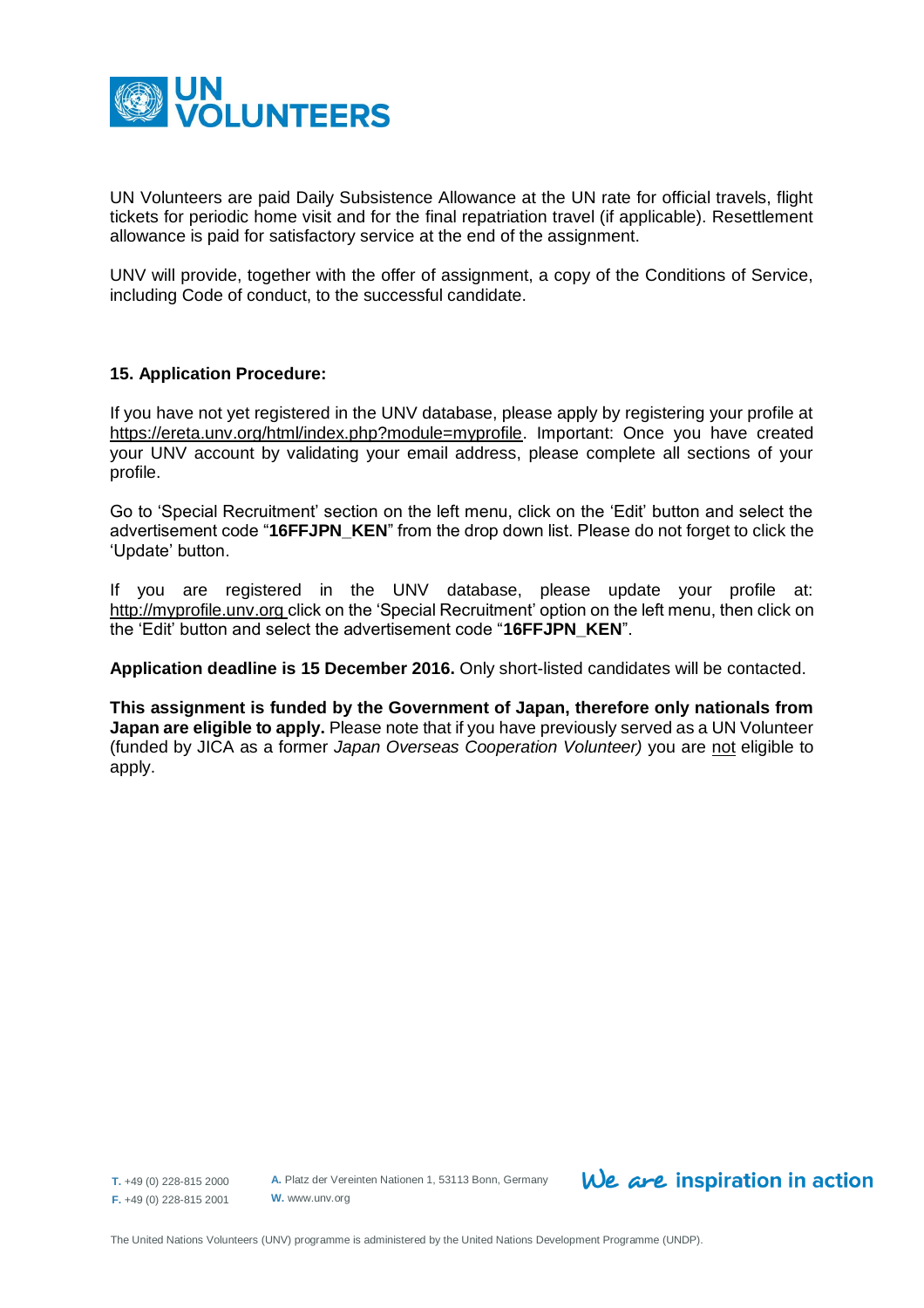UN Volunteers are paid Daily Subsistence Allowance at the UN rate for official travels, flight tickets for periodic home visit and for the final repatriation travel (if applicable). Resettlement allowance is paid for satisfactory service at the end of the assignment.

UNV will provide, together with the offer of assignment, a copy of the Conditions of Service, including Code of conduct, to the successful candidate.

**15. Application Procedure:**

If you have not yet registered in the UNV database, please apply by registering your profile at https://ereta.unv.org/html/index.php?module=myprofile. Important: Once you have created your UNV account by validating your email address, please complete all sections of your profile.

Go to 'Special Recruitment' section on the left menu, click on the 'Edit' button and select the advertisement code "**16FFJPN_KEN**" from the drop down list. Please do not forget to click the 'Update' button.

If you are registered in the UNV database, please update your profile at: http://myprofile.unv.org click on the 'Special Recruitment' option on the left menu, then click on the 'Edit' button and select the advertisement code "**16FFJPN_KEN**".

**Application deadline is 15 December 2016.** Only short-listed candidates will be contacted.

**This assignment is funded by the Government of Japan, therefore only nationals from Japan are eligible to apply.** Please note that if you have previously served as a UN Volunteer (funded by JICA as a former *Japan Overseas Cooperation Volunteer)* you are not eligible to apply.